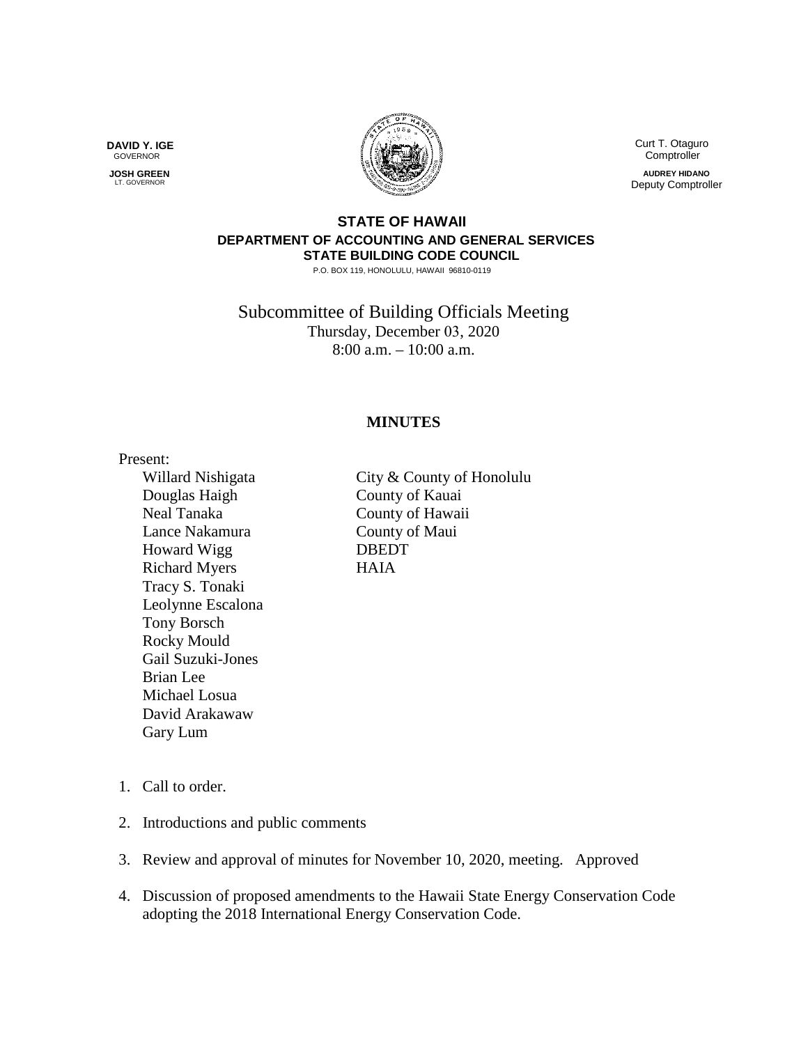**DAVID Y. IGE**
GOVERNOR

**JOSH GREEN**
LT. GOVERNOR

Curt T. Otaguro
Comptroller

**AUDREY HIDANO**
Deputy Comptroller

**STATE OF HAWAII**
**DEPARTMENT OF ACCOUNTING AND GENERAL SERVICES**
**STATE BUILDING CODE COUNCIL**
P.O. BOX 119, HONOLULU, HAWAII 96810-0119

Subcommittee of Building Officials Meeting
Thursday, December 03, 2020
8:00 a.m. – 10:00 a.m.

**MINUTES**

Present:

| | |
|---|---|
| Willard Nishigata | City & County of Honolulu |
| Douglas Haigh | County of Kauai |
| Neal Tanaka | County of Hawaii |
| Lance Nakamura | County of Maui |
| Howard Wigg | DBEDT |
| Richard Myers | HAIA |
| Tracy S. Tonaki | |
| Leolynne Escalona | |
| Tony Borsch | |
| Rocky Mould | |
| Gail Suzuki-Jones | |
| Brian Lee | |
| Michael Losua | |
| David Arakawaw | |
| Gary Lum | |

1. Call to order.
2. Introductions and public comments
3. Review and approval of minutes for November 10, 2020, meeting. Approved
4. Discussion of proposed amendments to the Hawaii State Energy Conservation Code adopting the 2018 International Energy Conservation Code.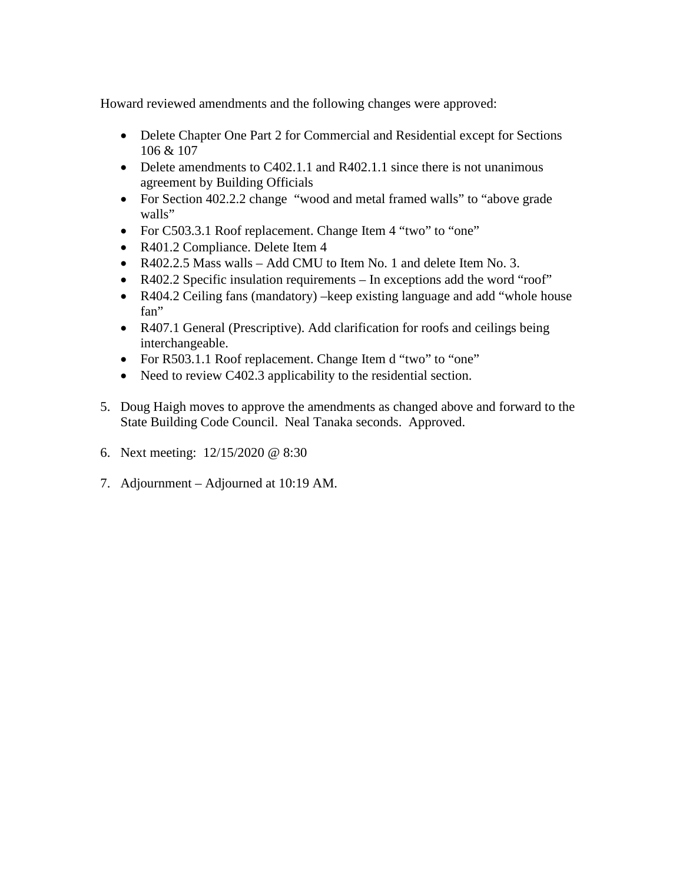Howard reviewed amendments and the following changes were approved:

- Delete Chapter One Part 2 for Commercial and Residential except for Sections 106 & 107
- Delete amendments to C402.1.1 and R402.1.1 since there is not unanimous agreement by Building Officials
- For Section 402.2.2 change "wood and metal framed walls" to "above grade walls"
- For C503.3.1 Roof replacement. Change Item 4 "two" to "one"
- R401.2 Compliance. Delete Item 4
- R402.2.5 Mass walls – Add CMU to Item No. 1 and delete Item No. 3.
- R402.2 Specific insulation requirements – In exceptions add the word "roof"
- R404.2 Ceiling fans (mandatory) –keep existing language and add "whole house fan"
- R407.1 General (Prescriptive). Add clarification for roofs and ceilings being interchangeable.
- For R503.1.1 Roof replacement. Change Item d "two" to "one"
- Need to review C402.3 applicability to the residential section.

5. Doug Haigh moves to approve the amendments as changed above and forward to the State Building Code Council. Neal Tanaka seconds. Approved.

6. Next meeting: 12/15/2020 @ 8:30

7. Adjournment – Adjourned at 10:19 AM.